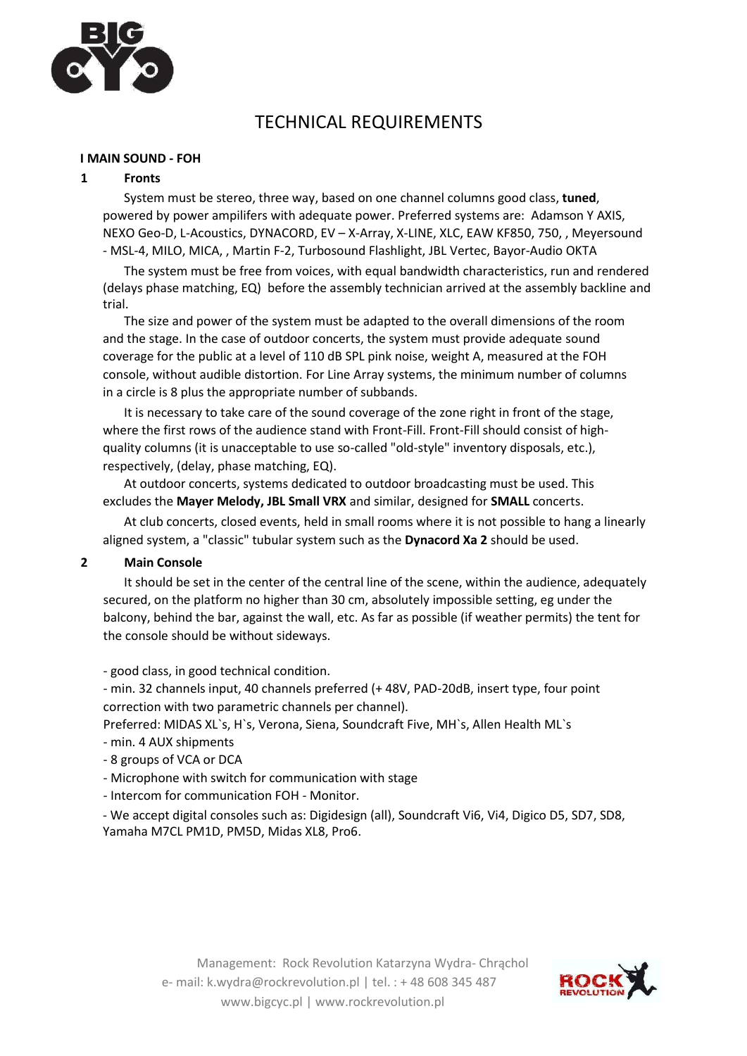# TECHNICAL REQUIREMENTS

## I MAIN SOUND - FOH

### 1 Fronts

System must be stereo, three way, based on one channel columns good class, **tuned**, powered by power ampilifers with adequate power. Preferred systems are: Adamson Y AXIS, NEXO Geo-D, L-Acoustics, DYNACORD, EV – X-Array, X-LINE, XLC, EAW KF850, 750, , Meyersound - MSL-4, MILO, MICA, , Martin F-2, Turbosound Flashlight, JBL Vertec, Bayor-Audio OKTA

The system must be free from voices, with equal bandwidth characteristics, run and rendered (delays phase matching, EQ) before the assembly technician arrived at the assembly backline and trial.

The size and power of the system must be adapted to the overall dimensions of the room and the stage. In the case of outdoor concerts, the system must provide adequate sound coverage for the public at a level of 110 dB SPL pink noise, weight A, measured at the FOH console, without audible distortion. For Line Array systems, the minimum number of columns in a circle is 8 plus the appropriate number of subbands.

It is necessary to take care of the sound coverage of the zone right in front of the stage, where the first rows of the audience stand with Front-Fill. Front-Fill should consist of high-quality columns (it is unacceptable to use so-called "old-style" inventory disposals, etc.), respectively, (delay, phase matching, EQ).

At outdoor concerts, systems dedicated to outdoor broadcasting must be used. This excludes the **Mayer Melody, JBL Small VRX** and similar, designed for **SMALL** concerts.

At club concerts, closed events, held in small rooms where it is not possible to hang a linearly aligned system, a "classic" tubular system such as the **Dynacord Xa 2** should be used.

### 2 Main Console

It should be set in the center of the central line of the scene, within the audience, adequately secured, on the platform no higher than 30 cm, absolutely impossible setting, eg under the balcony, behind the bar, against the wall, etc. As far as possible (if weather permits) the tent for the console should be without sideways.

- good class, in good technical condition.
- min. 32 channels input, 40 channels preferred (+ 48V, PAD-20dB, insert type, four point correction with two parametric channels per channel).

Preferred: MIDAS XL`s, H`s, Verona, Siena, Soundcraft Five, MH`s, Allen Health ML`s

- min. 4 AUX shipments
- 8 groups of VCA or DCA
- Microphone with switch for communication with stage
- Intercom for communication FOH - Monitor.
- We accept digital consoles such as: Digidesign (all), Soundcraft Vi6, Vi4, Digico D5, SD7, SD8, Yamaha M7CL PM1D, PM5D, Midas XL8, Pro6.

Management: Rock Revolution Katarzyna Wydra- Chrąchol
e- mail: k.wydra@rockrevolution.pl | tel. : + 48 608 345 487
www.bigcyc.pl | www.rockrevolution.pl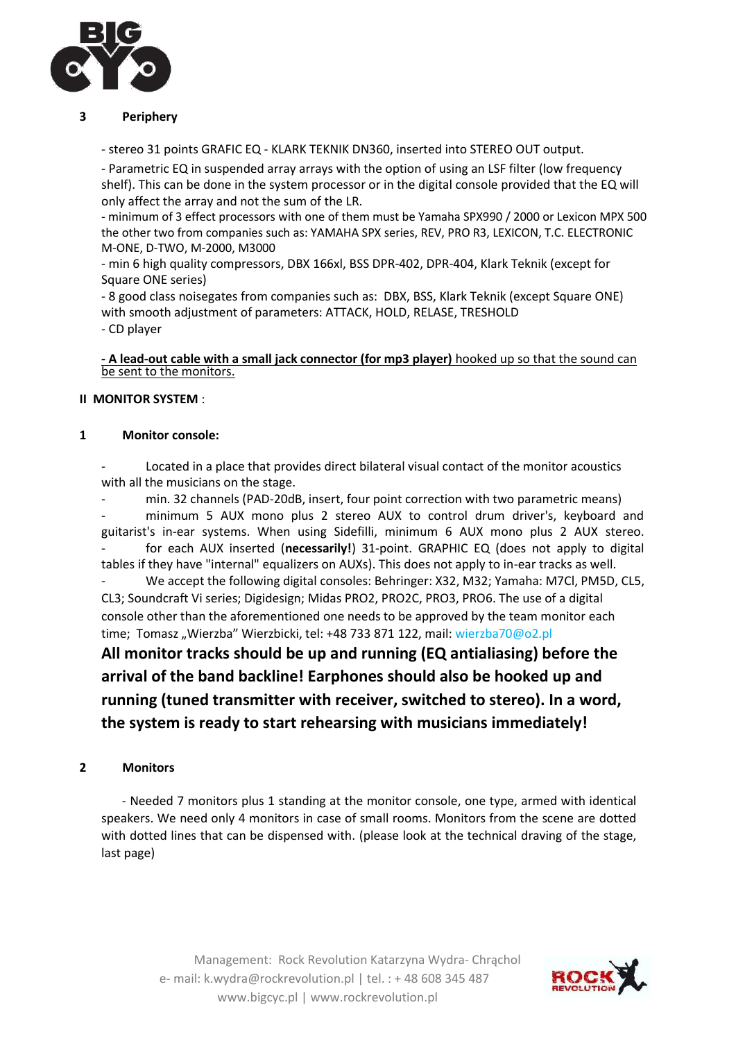### 3 Periphery

- stereo 31 points GRAFIC EQ - KLARK TEKNIK DN360, inserted into STEREO OUT output.
- Parametric EQ in suspended array arrays with the option of using an LSF filter (low frequency shelf). This can be done in the system processor or in the digital console provided that the EQ will only affect the array and not the sum of the LR.
- minimum of 3 effect processors with one of them must be Yamaha SPX990 / 2000 or Lexicon MPX 500 the other two from companies such as: YAMAHA SPX series, REV, PRO R3, LEXICON, T.C. ELECTRONIC M-ONE, D-TWO, M-2000, M3000
- min 6 high quality compressors, DBX 166xl, BSS DPR-402, DPR-404, Klark Teknik (except for Square ONE series)
- 8 good class noisegates from companies such as: DBX, BSS, Klark Teknik (except Square ONE) with smooth adjustment of parameters: ATTACK, HOLD, RELASE, TRESHOLD
- CD player

<u>**- A lead-out cable with a small jack connector (for mp3 player)** hooked up so that the sound can be sent to the monitors.</u>

## II MONITOR SYSTEM :

### 1 Monitor console:

- Located in a place that provides direct bilateral visual contact of the monitor acoustics with all the musicians on the stage.
- min. 32 channels (PAD-20dB, insert, four point correction with two parametric means)
- minimum 5 AUX mono plus 2 stereo AUX to control drum driver's, keyboard and guitarist's in-ear systems. When using Sidefilli, minimum 6 AUX mono plus 2 AUX stereo.
- for each AUX inserted (**necessarily!**) 31-point. GRAPHIC EQ (does not apply to digital tables if they have "internal" equalizers on AUXs). This does not apply to in-ear tracks as well.
- We accept the following digital consoles: Behringer: X32, M32; Yamaha: M7Cl, PM5D, CL5, CL3; Soundcraft Vi series; Digidesign; Midas PRO2, PRO2C, PRO3, PRO6. The use of a digital console other than the aforementioned one needs to be approved by the team monitor each time; Tomasz „Wierzba" Wierzbicki, tel: +48 733 871 122, mail: wierzba70@o2.pl

**All monitor tracks should be up and running (EQ antialiasing) before the arrival of the band backline! Earphones should also be hooked up and running (tuned transmitter with receiver, switched to stereo). In a word, the system is ready to start rehearsing with musicians immediately!**

### 2 Monitors

- Needed 7 monitors plus 1 standing at the monitor console, one type, armed with identical speakers. We need only 4 monitors in case of small rooms. Monitors from the scene are dotted with dotted lines that can be dispensed with. (please look at the technical draving of the stage, last page)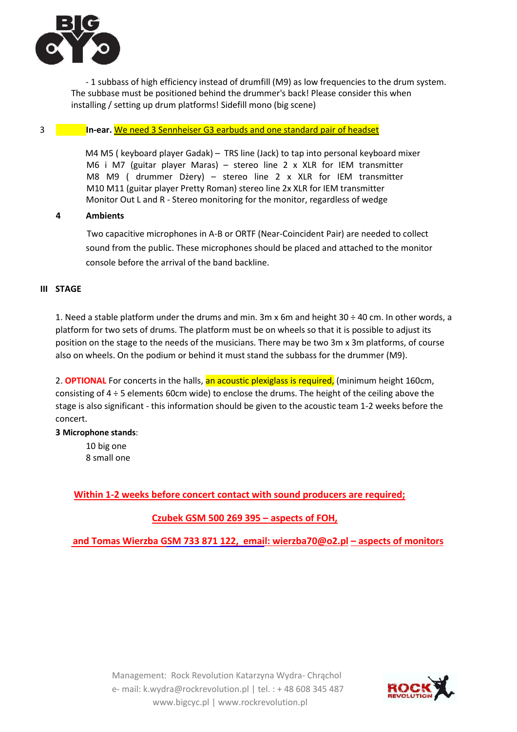- 1 subbass of high efficiency instead of drumfill (M9) as low frequencies to the drum system. The subbase must be positioned behind the drummer's back! Please consider this when installing / setting up drum platforms! Sidefill mono (big scene)

3 **In-ear.** We need 3 Sennheiser G3 earbuds and one standard pair of headset

M4 M5 ( keyboard player Gadak) – TRS line (Jack) to tap into personal keyboard mixer
M6 i M7 (guitar player Maras) – stereo line 2 x XLR for IEM transmitter
M8 M9 ( drummer Dżery) – stereo line 2 x XLR for IEM transmitter
M10 M11 (guitar player Pretty Roman) stereo line 2x XLR for IEM transmitter
Monitor Out L and R - Stereo monitoring for the monitor, regardless of wedge

**4 Ambients**

Two capacitive microphones in A-B or ORTF (Near-Coincident Pair) are needed to collect sound from the public. These microphones should be placed and attached to the monitor console before the arrival of the band backline.

## III STAGE

1. Need a stable platform under the drums and min. 3m x 6m and height 30 ÷ 40 cm. In other words, a platform for two sets of drums. The platform must be on wheels so that it is possible to adjust its position on the stage to the needs of the musicians. There may be two 3m x 3m platforms, of course also on wheels. On the podium or behind it must stand the subbass for the drummer (M9).

2. **OPTIONAL** For concerts in the halls, an acoustic plexiglass is required, (minimum height 160cm, consisting of 4 ÷ 5 elements 60cm wide) to enclose the drums. The height of the ceiling above the stage is also significant - this information should be given to the acoustic team 1-2 weeks before the concert.

**3 Microphone stands**:

10 big one
8 small one

**Within 1-2 weeks before concert contact with sound producers are required;**

**Czubek GSM 500 269 395 – aspects of FOH,**

**and Tomas Wierzba GSM 733 871 122, email: wierzba70@o2.pl – aspects of monitors**

Management: Rock Revolution Katarzyna Wydra- Chrąchol
e- mail: k.wydra@rockrevolution.pl | tel. : + 48 608 345 487
www.bigcyc.pl | www.rockrevolution.pl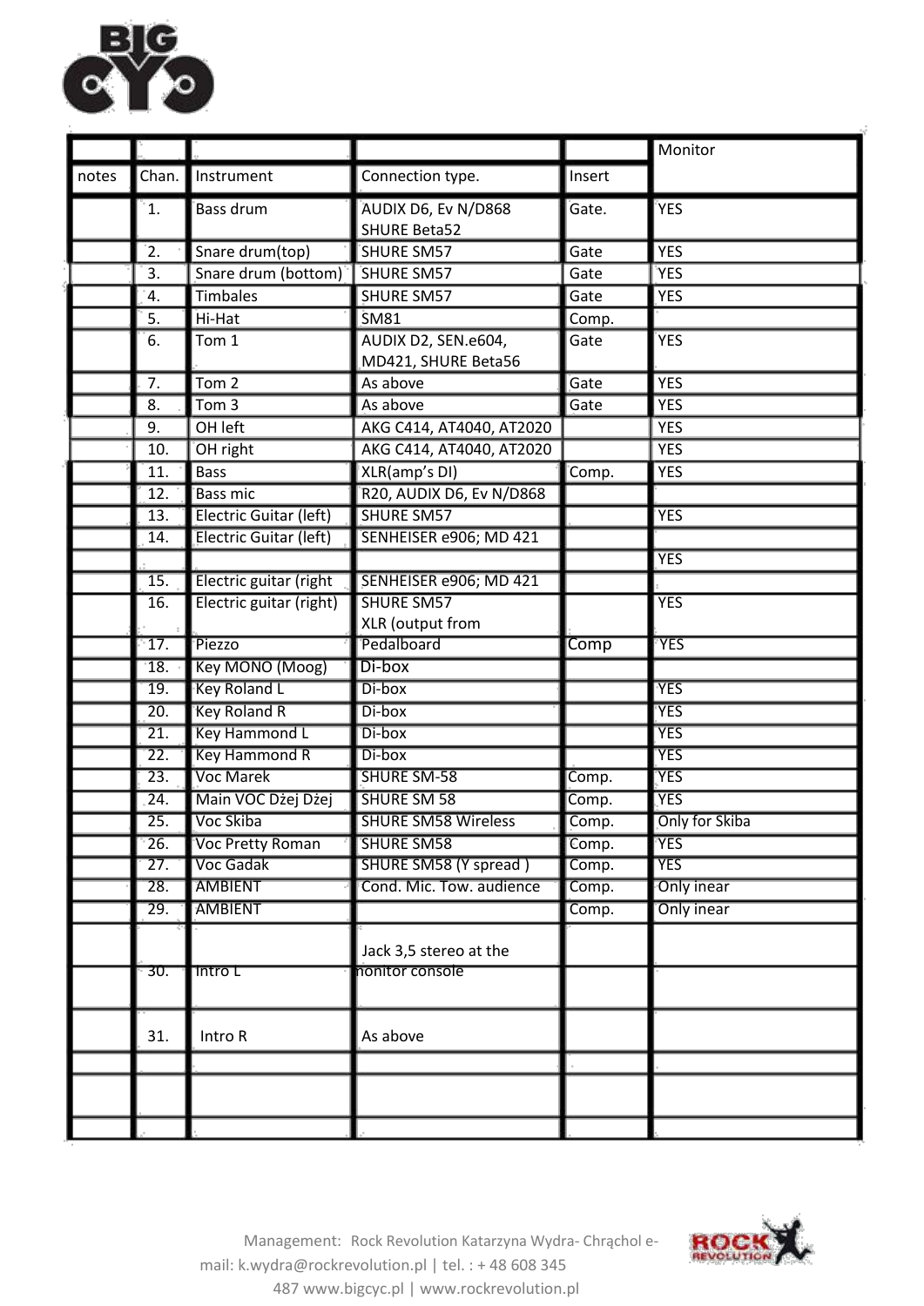| notes | Chan. | Instrument | Connection type. | Insert | Monitor |
|---|---|---|---|---|---|
| | 1. | Bass drum | AUDIX D6, Ev N/D868 SHURE Beta52 | Gate. | YES |
| | 2. | Snare drum(top) | SHURE SM57 | Gate | YES |
| | 3. | Snare drum (bottom) | SHURE SM57 | Gate | YES |
| | 4. | Timbales | SHURE SM57 | Gate | YES |
| | 5. | Hi-Hat | SM81 | Comp. | |
| | 6. | Tom 1 | AUDIX D2, SEN.e604, MD421, SHURE Beta56 | Gate | YES |
| | 7. | Tom 2 | As above | Gate | YES |
| | 8. | Tom 3 | As above | Gate | YES |
| | 9. | OH left | AKG C414, AT4040, AT2020 | | YES |
| | 10. | OH right | AKG C414, AT4040, AT2020 | | YES |
| | 11. | Bass | XLR(amp's DI) | Comp. | YES |
| | 12. | Bass mic | R20, AUDIX D6, Ev N/D868 | | |
| | 13. | Electric Guitar (left) | SHURE SM57 | | YES |
| | 14. | Electric Guitar (left) | SENHEISER e906; MD 421 | | |
| | | | | | YES |
| | 15. | Electric guitar (right | SENHEISER e906; MD 421 | | |
| | 16. | Electric guitar (right) | SHURE SM57 XLR (output from | | YES |
| | 17. | Piezzo | Pedalboard | Comp | YES |
| | 18. | Key MONO (Moog) | Di-box | | |
| | 19. | Key Roland L | Di-box | | YES |
| | 20. | Key Roland R | Di-box | | YES |
| | 21. | Key Hammond L | Di-box | | YES |
| | 22. | Key Hammond R | Di-box | | YES |
| | 23. | Voc Marek | SHURE SM-58 | Comp. | YES |
| | 24. | Main VOC Dżej Dżej | SHURE SM 58 | Comp. | YES |
| | 25. | Voc Skiba | SHURE SM58 Wireless | Comp. | Only for Skiba |
| | 26. | Voc Pretty Roman | SHURE SM58 | Comp. | YES |
| | 27. | Voc Gadak | SHURE SM58 (Y spread ) | Comp. | YES |
| | 28. | AMBIENT | Cond. Mic. Tow. audience | Comp. | Only inear |
| | 29. | AMBIENT | | Comp. | Only inear |
| | 30. | Intro L | Jack 3,5 stereo at the monitor console | | |
| | 31. | Intro R | As above | | |
| | | | | | |
| | | | | | |
| | | | | | |

Management: Rock Revolution Katarzyna Wydra- Chrąchol e-mail: k.wydra@rockrevolution.pl | tel. : + 48 608 345 487 www.bigcyc.pl | www.rockrevolution.pl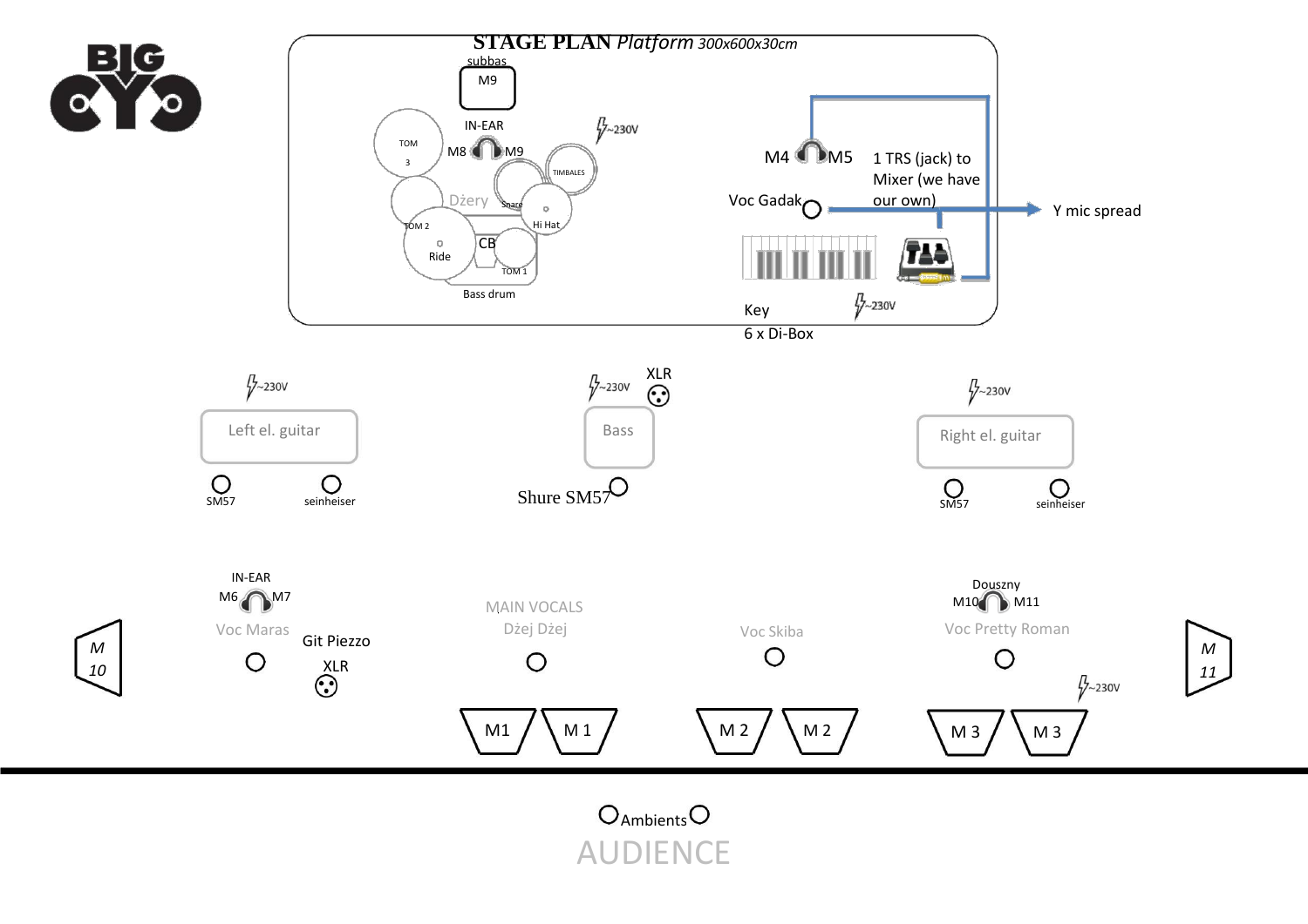# STAGE PLAN *Platform 300x600x30cm*

subbas
M9

IN-EAR
M8 M9

TOM 3
TIMBALES
Dżery
Snare
Hi Hat
TOM 2
Ride
CB
TOM 1
Bass drum

~230V

M4 M5
1 TRS (jack) to Mixer (we have our own)
Voc Gadak
Y mic spread

Key
6 x Di-Box
~230V

~230V
Left el. guitar
SM57
seinheiser

~230V
XLR
Bass
Shure SM57

~230V
Right el. guitar
SM57
seinheiser

IN-EAR
M6 M7
Voc Maras
Git Piezzo
XLR

MAIN VOCALS
Dżej Dżej

Voc Skiba

Douszny
M10 M11
Voc Pretty Roman
~230V

M 10
M 11

M1 M 1
M 2 M 2
M 3 M 3

Ambients

AUDIENCE